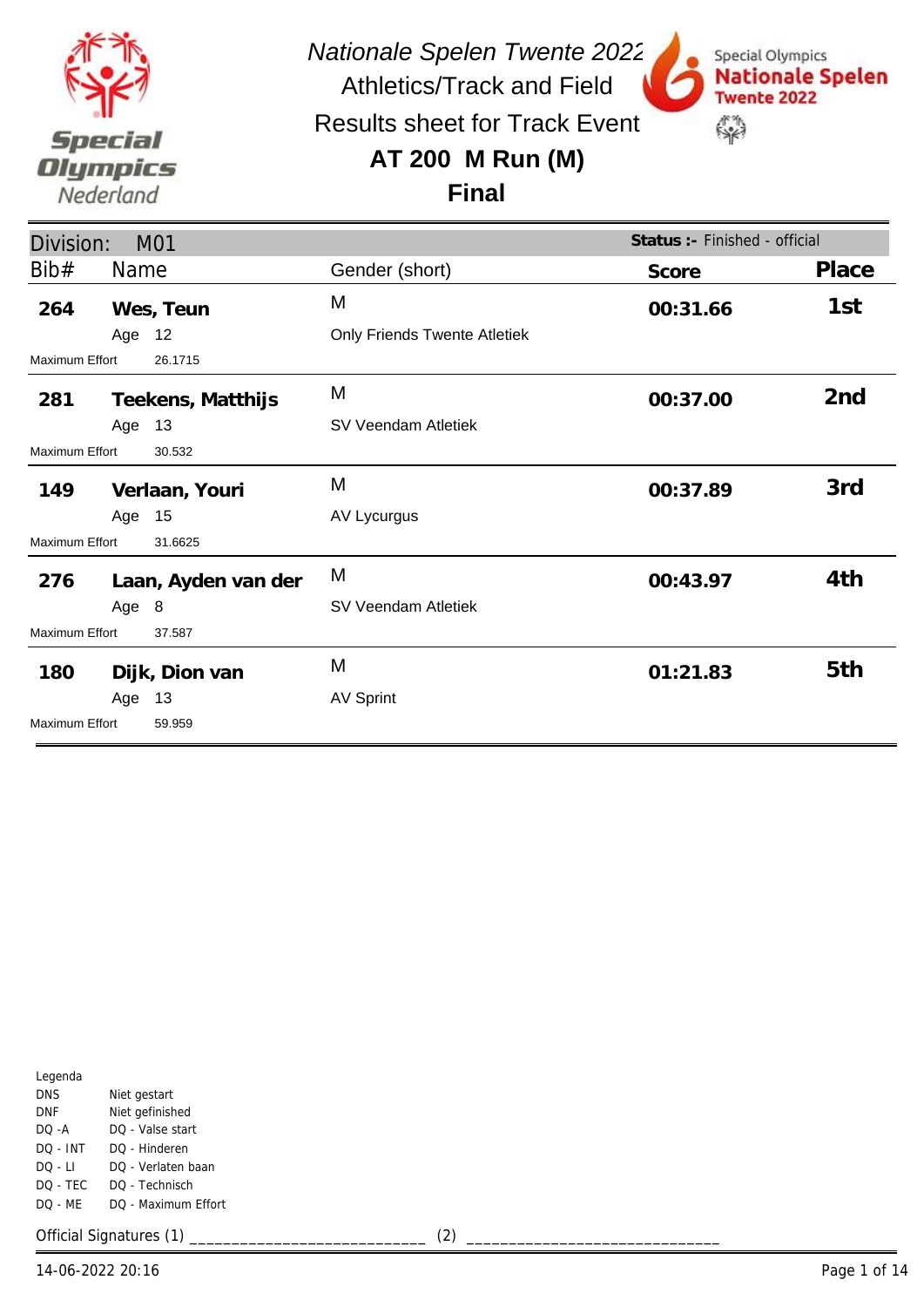# Nationale Spelen Twente 2022

Athletics/Track and Field

Results sheet for Track Event

## AT 200 M Run (M)

## Final

Special Olympics Nederland

Special Olympics Nationale Spelen Twente 2022

**Division:** M01 — **Status :-** Finished - official

| Bib# | Name | Age | Gender (short) | Club | Maximum Effort | Score | Place |
|---|---|---|---|---|---|---|---|
| 264 | **Wes, Teun** | 12 | M | Only Friends Twente Atletiek | 26.1715 | **00:31.66** | **1st** |
| 281 | **Teekens, Matthijs** | 13 | M | SV Veendam Atletiek | 30.532 | **00:37.00** | **2nd** |
| 149 | **Verlaan, Youri** | 15 | M | AV Lycurgus | 31.6625 | **00:37.89** | **3rd** |
| 276 | **Laan, Ayden van der** | 8 | M | SV Veendam Atletiek | 37.587 | **00:43.97** | **4th** |
| 180 | **Dijk, Dion van** | 13 | M | AV Sprint | 59.959 | **01:21.83** | **5th** |

Legenda

| | |
|---|---|
| DNS | Niet gestart |
| DNF | Niet gefinished |
| DQ -A | DQ - Valse start |
| DQ - INT | DQ - Hinderen |
| DQ - LI | DQ - Verlaten baan |
| DQ - TEC | DQ - Technisch |
| DQ - ME | DQ - Maximum Effort |

Official Signatures (1) ___________________________ (2) ____________________________

14-06-2022 20:16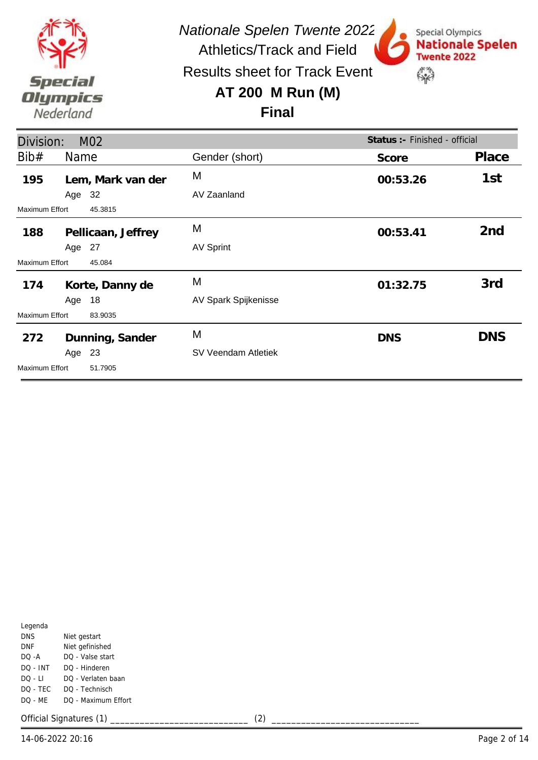*Nationale Spelen Twente 2022*

Athletics/Track and Field

Results sheet for Track Event

# AT 200 M Run (M)

## Final

Division: M02

**Status :-** Finished - official

| Bib# | Name | Gender (short) | Score | Place |
|---|---|---|---|---|
| **195** | **Lem, Mark van der**<br>Age 32<br>Maximum Effort 45.3815 | M<br>AV Zaanland | **00:53.26** | **1st** |
| **188** | **Pellicaan, Jeffrey**<br>Age 27<br>Maximum Effort 45.084 | M<br>AV Sprint | **00:53.41** | **2nd** |
| **174** | **Korte, Danny de**<br>Age 18<br>Maximum Effort 83.9035 | M<br>AV Spark Spijkenisse | **01:32.75** | **3rd** |
| **272** | **Dunning, Sander**<br>Age 23<br>Maximum Effort 51.7905 | M<br>SV Veendam Atletiek | **DNS** | **DNS** |

Legenda

| | |
|---|---|
| DNS | Niet gestart |
| DNF | Niet gefinished |
| DQ -A | DQ - Valse start |
| DQ - INT | DQ - Hinderen |
| DQ - LI | DQ - Verlaten baan |
| DQ - TEC | DQ - Technisch |
| DQ - ME | DQ - Maximum Effort |

Official Signatures (1) ___________________________ (2) ____________________________

14-06-2022 20:16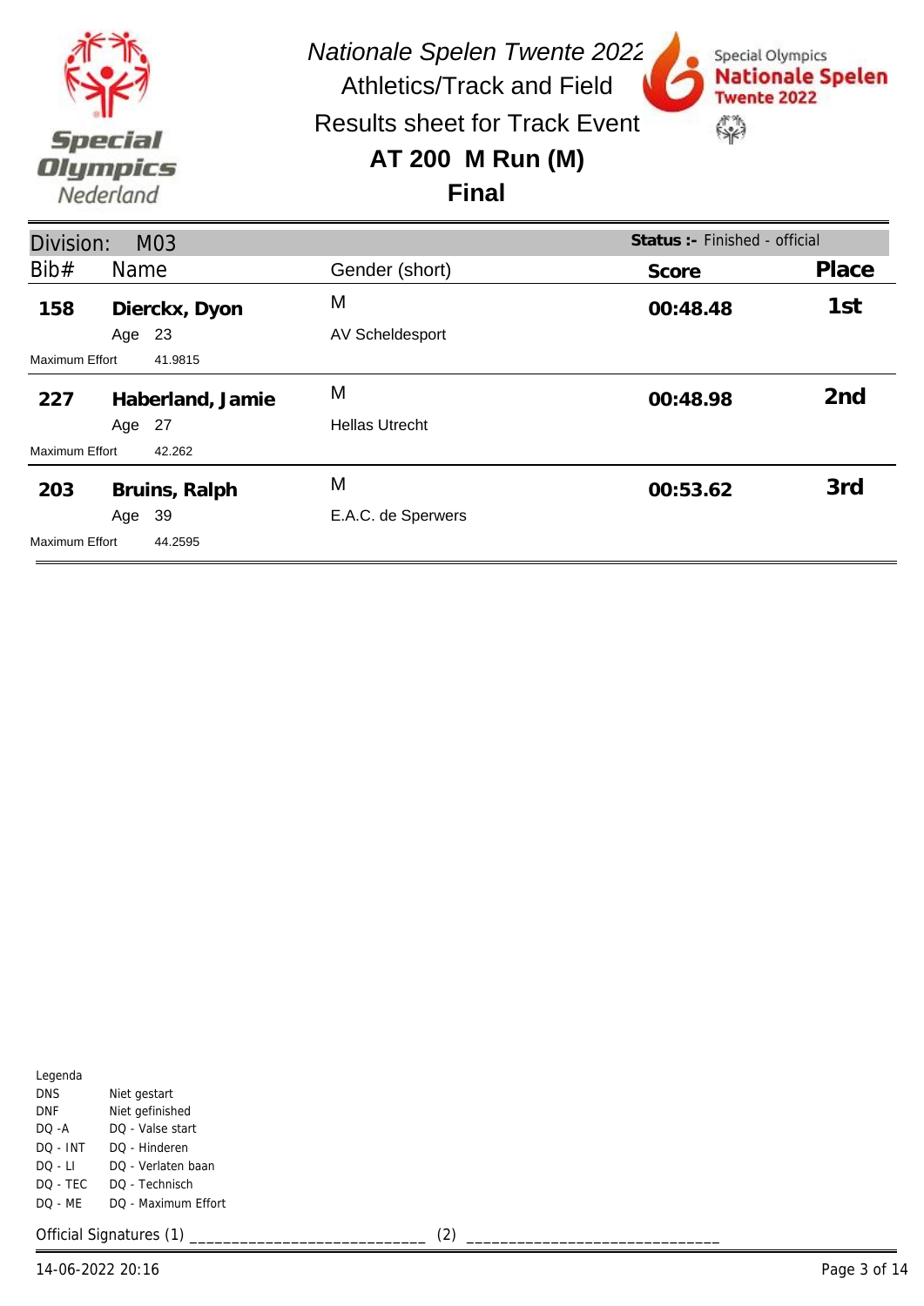*Nationale Spelen Twente 2022*

Athletics/Track and Field

Results sheet for Track Event

## AT 200 M Run (M)

## Final

Division: M03 | **Status :-** Finished - official

| Bib# | Name | Gender (short) | Score | Place |
|---|---|---|---|---|
| **158** | **Dierckx, Dyon** | M | **00:48.48** | **1st** |
| | Age 23 | AV Scheldesport | | |
| Maximum Effort | 41.9815 | | | |
| **227** | **Haberland, Jamie** | M | **00:48.98** | **2nd** |
| | Age 27 | Hellas Utrecht | | |
| Maximum Effort | 42.262 | | | |
| **203** | **Bruins, Ralph** | M | **00:53.62** | **3rd** |
| | Age 39 | E.A.C. de Sperwers | | |
| Maximum Effort | 44.2595 | | | |

Legenda

| | |
|---|---|
| DNS | Niet gestart |
| DNF | Niet gefinished |
| DQ -A | DQ - Valse start |
| DQ - INT | DQ - Hinderen |
| DQ - LI | DQ - Verlaten baan |
| DQ - TEC | DQ - Technisch |
| DQ - ME | DQ - Maximum Effort |

Official Signatures (1) ___________________________ (2) ____________________________

14-06-2022 20:16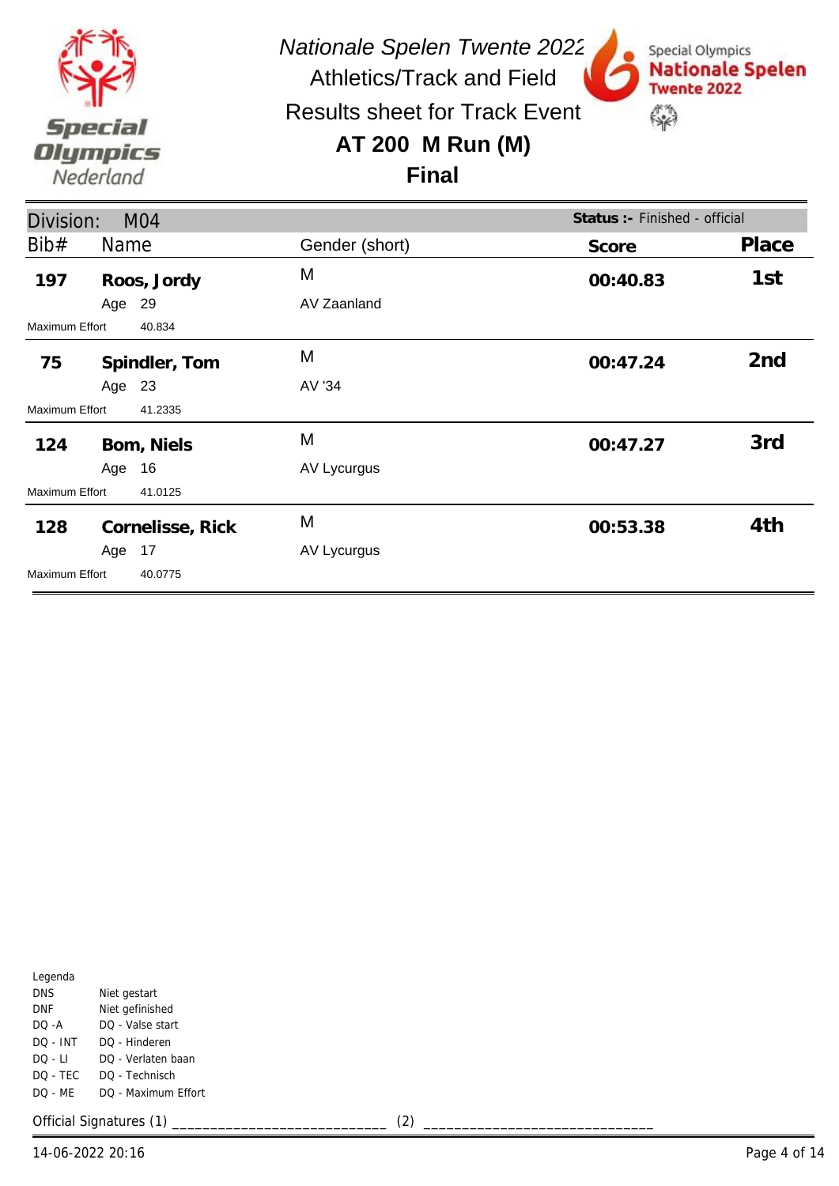*Nationale Spelen Twente 2022*

Athletics/Track and Field

Results sheet for Track Event

# AT 200 M Run (M)

## Final

**Division:** M04 — **Status :-** Finished - official

| Bib# | Name | Gender (short) | Score | Place |
|---|---|---|---|---|
| **197** | **Roos, Jordy** | M | **00:40.83** | **1st** |
| | Age 29 | AV Zaanland | | |
| Maximum Effort | 40.834 | | | |
| **75** | **Spindler, Tom** | M | **00:47.24** | **2nd** |
| | Age 23 | AV '34 | | |
| Maximum Effort | 41.2335 | | | |
| **124** | **Bom, Niels** | M | **00:47.27** | **3rd** |
| | Age 16 | AV Lycurgus | | |
| Maximum Effort | 41.0125 | | | |
| **128** | **Cornelisse, Rick** | M | **00:53.38** | **4th** |
| | Age 17 | AV Lycurgus | | |
| Maximum Effort | 40.0775 | | | |

Legenda

| | |
|---|---|
| DNS | Niet gestart |
| DNF | Niet gefinished |
| DQ -A | DQ - Valse start |
| DQ - INT | DQ - Hinderen |
| DQ - LI | DQ - Verlaten baan |
| DQ - TEC | DQ - Technisch |
| DQ - ME | DQ - Maximum Effort |

Official Signatures (1) ___________________________ (2) ____________________________

14-06-2022 20:16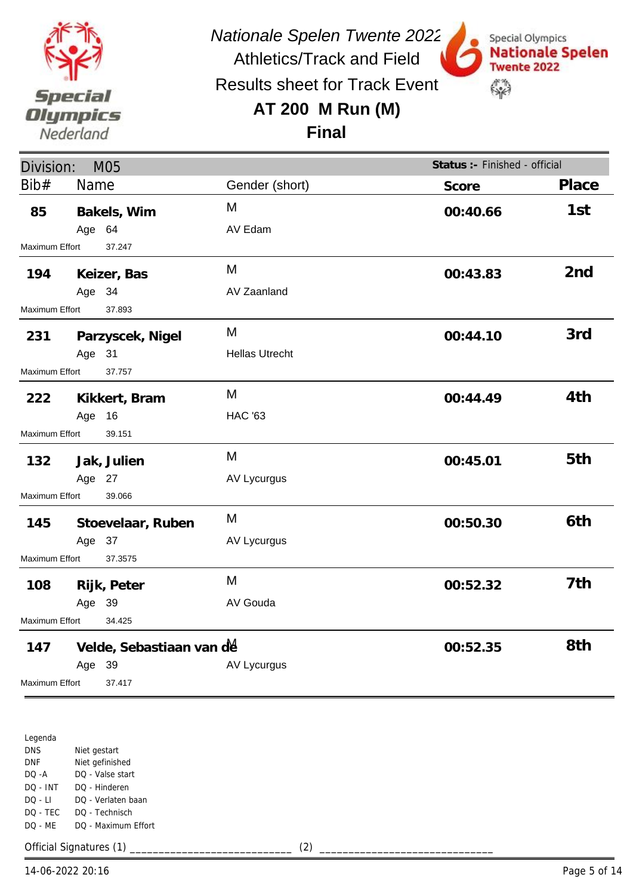# Nationale Spelen Twente 2022

Athletics/Track and Field

Results sheet for Track Event

## AT 200 M Run (M)

## Final

**Division: M05** — **Status :-** Finished - official

| Bib# | Name | Age | Gender (short) | Club | Maximum Effort | Score | Place |
|---|---|---|---|---|---|---|---|
| 85 | **Bakels, Wim** | 64 | M | AV Edam | 37.247 | **00:40.66** | **1st** |
| 194 | **Keizer, Bas** | 34 | M | AV Zaanland | 37.893 | **00:43.83** | **2nd** |
| 231 | **Parzyscek, Nigel** | 31 | M | Hellas Utrecht | 37.757 | **00:44.10** | **3rd** |
| 222 | **Kikkert, Bram** | 16 | M | HAC '63 | 39.151 | **00:44.49** | **4th** |
| 132 | **Jak, Julien** | 27 | M | AV Lycurgus | 39.066 | **00:45.01** | **5th** |
| 145 | **Stoevelaar, Ruben** | 37 | M | AV Lycurgus | 37.3575 | **00:50.30** | **6th** |
| 108 | **Rijk, Peter** | 39 | M | AV Gouda | 34.425 | **00:52.32** | **7th** |
| 147 | **Velde, Sebastiaan van de** | 39 | M | AV Lycurgus | 37.417 | **00:52.35** | **8th** |

Legenda

| | |
|---|---|
| DNS | Niet gestart |
| DNF | Niet gefinished |
| DQ -A | DQ - Valse start |
| DQ - INT | DQ - Hinderen |
| DQ - LI | DQ - Verlaten baan |
| DQ - TEC | DQ - Technisch |
| DQ - ME | DQ - Maximum Effort |

Official Signatures (1) ___________________________ (2) ____________________________

14-06-2022 20:16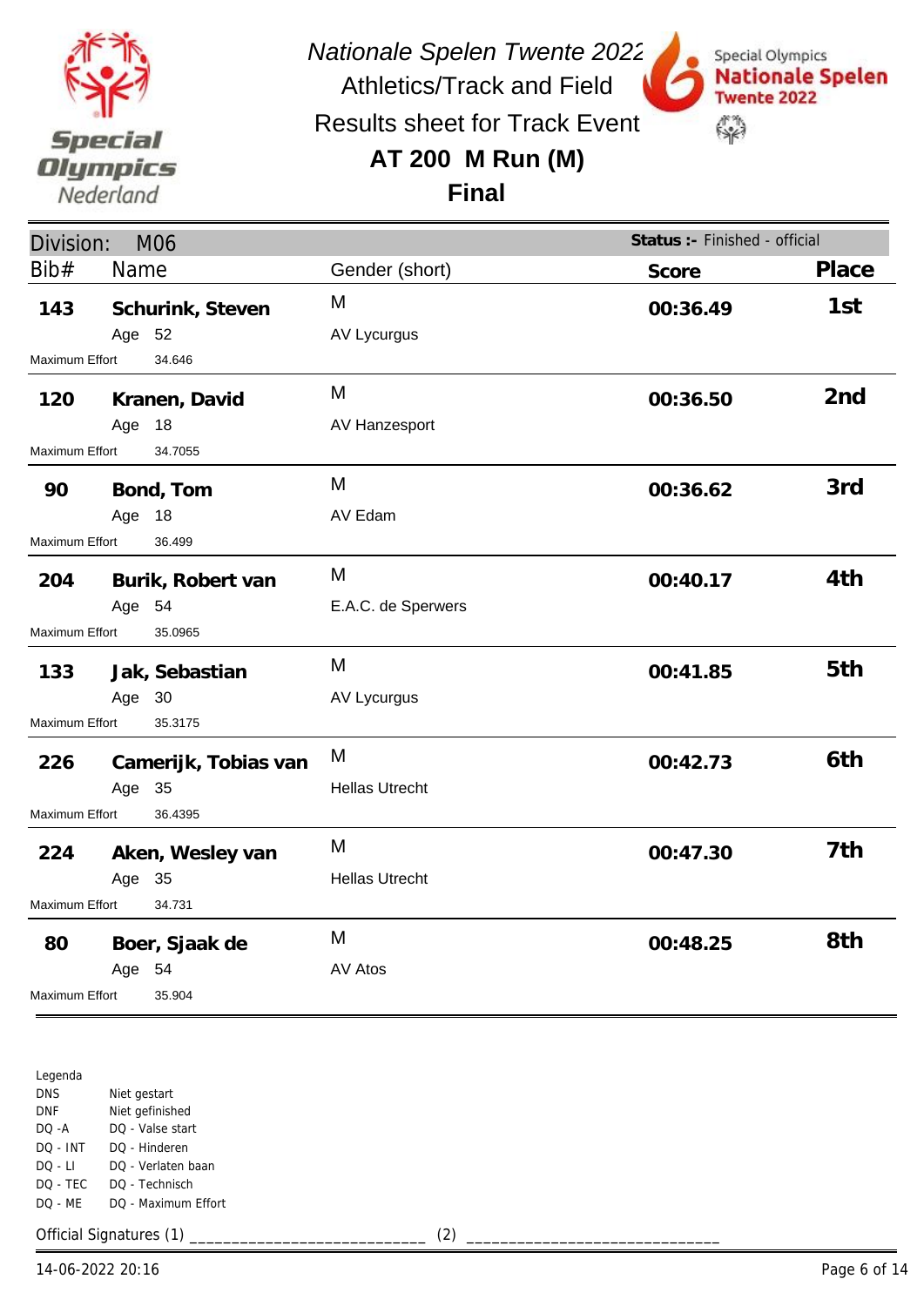# *Nationale Spelen Twente 2022*

## Athletics/Track and Field

## Results sheet for Track Event

## AT 200 M Run (M)

## Final

**Division:** M06 — **Status :-** Finished - official

| Bib# | Name | Age | Gender (short) | Club | Maximum Effort | Score | Place |
|---|---|---|---|---|---|---|---|
| 143 | **Schurink, Steven** | 52 | M | AV Lycurgus | 34.646 | **00:36.49** | **1st** |
| 120 | **Kranen, David** | 18 | M | AV Hanzesport | 34.7055 | **00:36.50** | **2nd** |
| 90 | **Bond, Tom** | 18 | M | AV Edam | 36.499 | **00:36.62** | **3rd** |
| 204 | **Burik, Robert van** | 54 | M | E.A.C. de Sperwers | 35.0965 | **00:40.17** | **4th** |
| 133 | **Jak, Sebastian** | 30 | M | AV Lycurgus | 35.3175 | **00:41.85** | **5th** |
| 226 | **Camerijk, Tobias van** | 35 | M | Hellas Utrecht | 36.4395 | **00:42.73** | **6th** |
| 224 | **Aken, Wesley van** | 35 | M | Hellas Utrecht | 34.731 | **00:47.30** | **7th** |
| 80 | **Boer, Sjaak de** | 54 | M | AV Atos | 35.904 | **00:48.25** | **8th** |

Legenda

| | |
|---|---|
| DNS | Niet gestart |
| DNF | Niet gefinished |
| DQ -A | DQ - Valse start |
| DQ - INT | DQ - Hinderen |
| DQ - LI | DQ - Verlaten baan |
| DQ - TEC | DQ - Technisch |
| DQ - ME | DQ - Maximum Effort |

Official Signatures (1) ___________________________ (2) ___________________________

14-06-2022 20:16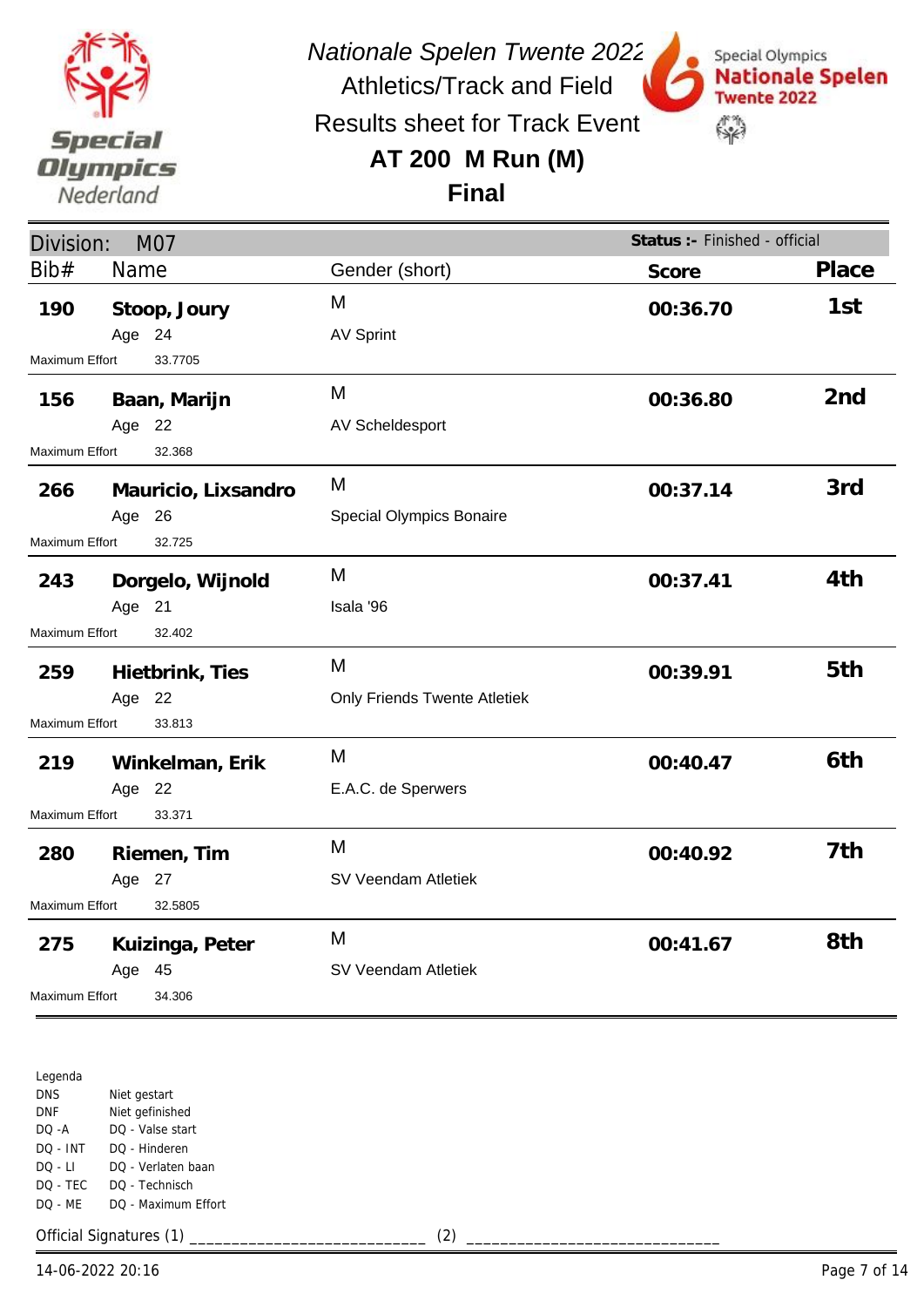# Nationale Spelen Twente 2022

## Athletics/Track and Field

## Results sheet for Track Event

## AT 200 M Run (M)

## Final

**Division:** M07 | **Status :-** Finished - official

| Bib# | Name | Gender (short) | Score | Place |
|---|---|---|---|---|
| 190 | **Stoop, Joury**<br>Age 24<br>Maximum Effort 33.7705 | M<br>AV Sprint | 00:36.70 | 1st |
| 156 | **Baan, Marijn**<br>Age 22<br>Maximum Effort 32.368 | M<br>AV Scheldesport | 00:36.80 | 2nd |
| 266 | **Mauricio, Lixsandro**<br>Age 26<br>Maximum Effort 32.725 | M<br>Special Olympics Bonaire | 00:37.14 | 3rd |
| 243 | **Dorgelo, Wijnold**<br>Age 21<br>Maximum Effort 32.402 | M<br>Isala '96 | 00:37.41 | 4th |
| 259 | **Hietbrink, Ties**<br>Age 22<br>Maximum Effort 33.813 | M<br>Only Friends Twente Atletiek | 00:39.91 | 5th |
| 219 | **Winkelman, Erik**<br>Age 22<br>Maximum Effort 33.371 | M<br>E.A.C. de Sperwers | 00:40.47 | 6th |
| 280 | **Riemen, Tim**<br>Age 27<br>Maximum Effort 32.5805 | M<br>SV Veendam Atletiek | 00:40.92 | 7th |
| 275 | **Kuizinga, Peter**<br>Age 45<br>Maximum Effort 34.306 | M<br>SV Veendam Atletiek | 00:41.67 | 8th |

Legenda

| | |
|---|---|
| DNS | Niet gestart |
| DNF | Niet gefinished |
| DQ -A | DQ - Valse start |
| DQ - INT | DQ - Hinderen |
| DQ - LI | DQ - Verlaten baan |
| DQ - TEC | DQ - Technisch |
| DQ - ME | DQ - Maximum Effort |

Official Signatures (1) ___________________________ (2) ____________________________

14-06-2022 20:16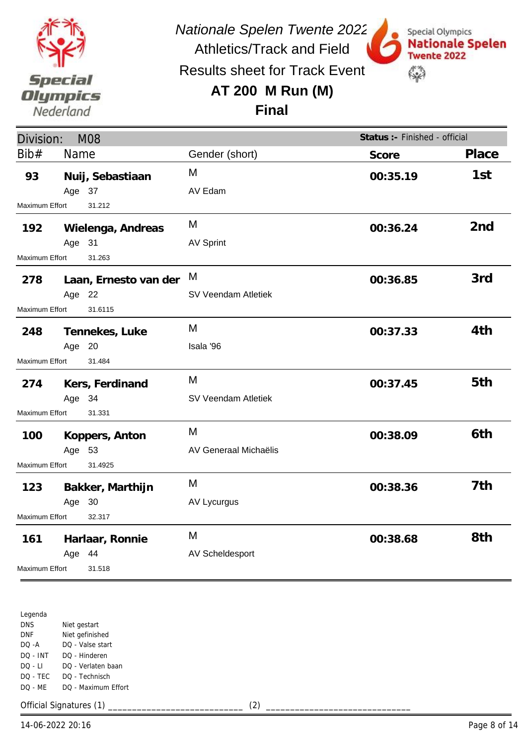# Nationale Spelen Twente 2022

## Athletics/Track and Field

## Results sheet for Track Event

## AT 200 M Run (M)

## Final

**Division:** M08 — **Status :-** Finished - official

| Bib# | Name | Age | Gender (short) | Club | Maximum Effort | Score | Place |
|---|---|---|---|---|---|---|---|
| 93 | **Nuij, Sebastiaan** | 37 | M | AV Edam | 31.212 | **00:35.19** | **1st** |
| 192 | **Wielenga, Andreas** | 31 | M | AV Sprint | 31.263 | **00:36.24** | **2nd** |
| 278 | **Laan, Ernesto van der** | 22 | M | SV Veendam Atletiek | 31.6115 | **00:36.85** | **3rd** |
| 248 | **Tennekes, Luke** | 20 | M | Isala '96 | 31.484 | **00:37.33** | **4th** |
| 274 | **Kers, Ferdinand** | 34 | M | SV Veendam Atletiek | 31.331 | **00:37.45** | **5th** |
| 100 | **Koppers, Anton** | 53 | M | AV Generaal Michaëlis | 31.4925 | **00:38.09** | **6th** |
| 123 | **Bakker, Marthijn** | 30 | M | AV Lycurgus | 32.317 | **00:38.36** | **7th** |
| 161 | **Harlaar, Ronnie** | 44 | M | AV Scheldesport | 31.518 | **00:38.68** | **8th** |

Legenda

| | |
|---|---|
| DNS | Niet gestart |
| DNF | Niet gefinished |
| DQ -A | DQ - Valse start |
| DQ - INT | DQ - Hinderen |
| DQ - LI | DQ - Verlaten baan |
| DQ - TEC | DQ - Technisch |
| DQ - ME | DQ - Maximum Effort |

Official Signatures (1) ___________________________ (2) ____________________________

14-06-2022 20:16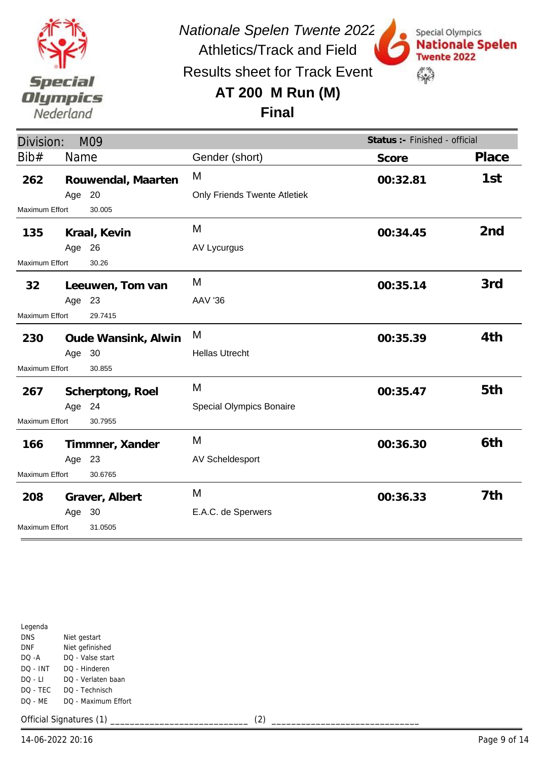# Nationale Spelen Twente 2022

## Athletics/Track and Field

## Results sheet for Track Event

## AT 200 M Run (M)

## Final

**Division:** M09 — **Status :-** Finished - official

| Bib# | Name | Age | Maximum Effort | Gender (short) | Club | Score | Place |
|---|---|---|---|---|---|---|---|
| 262 | **Rouwendal, Maarten** | 20 | 30.005 | M | Only Friends Twente Atletiek | **00:32.81** | **1st** |
| 135 | **Kraal, Kevin** | 26 | 30.26 | M | AV Lycurgus | **00:34.45** | **2nd** |
| 32 | **Leeuwen, Tom van** | 23 | 29.7415 | M | AAV '36 | **00:35.14** | **3rd** |
| 230 | **Oude Wansink, Alwin** | 30 | 30.855 | M | Hellas Utrecht | **00:35.39** | **4th** |
| 267 | **Scherptong, Roel** | 24 | 30.7955 | M | Special Olympics Bonaire | **00:35.47** | **5th** |
| 166 | **Timmner, Xander** | 23 | 30.6765 | M | AV Scheldesport | **00:36.30** | **6th** |
| 208 | **Graver, Albert** | 30 | 31.0505 | M | E.A.C. de Sperwers | **00:36.33** | **7th** |

Legenda

| | |
|---|---|
| DNS | Niet gestart |
| DNF | Niet gefinished |
| DQ -A | DQ - Valse start |
| DQ - INT | DQ - Hinderen |
| DQ - LI | DQ - Verlaten baan |
| DQ - TEC | DQ - Technisch |
| DQ - ME | DQ - Maximum Effort |

Official Signatures (1) ___________________________ (2) ____________________________

14-06-2022 20:16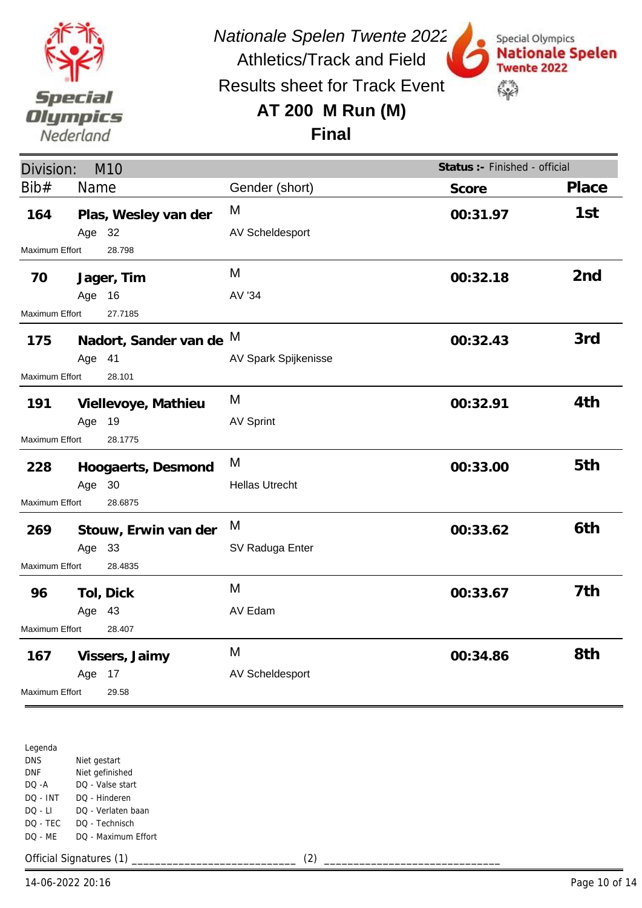# Nationale Spelen Twente 2022

Athletics/Track and Field

Results sheet for Track Event

## AT 200 M Run (M)

## Final

**Division:** M10 — **Status :-** Finished - official

| Bib# | Name | Age | Maximum Effort | Gender (short) | Club | Score | Place |
|---|---|---|---|---|---|---|---|
| 164 | **Plas, Wesley van der** | 32 | 28.798 | M | AV Scheldesport | **00:31.97** | **1st** |
| 70 | **Jager, Tim** | 16 | 27.7185 | M | AV '34 | **00:32.18** | **2nd** |
| 175 | **Nadort, Sander van de** | 41 | 28.101 | M | AV Spark Spijkenisse | **00:32.43** | **3rd** |
| 191 | **Viellevoye, Mathieu** | 19 | 28.1775 | M | AV Sprint | **00:32.91** | **4th** |
| 228 | **Hoogaerts, Desmond** | 30 | 28.6875 | M | Hellas Utrecht | **00:33.00** | **5th** |
| 269 | **Stouw, Erwin van der** | 33 | 28.4835 | M | SV Raduga Enter | **00:33.62** | **6th** |
| 96 | **Tol, Dick** | 43 | 28.407 | M | AV Edam | **00:33.67** | **7th** |
| 167 | **Vissers, Jaimy** | 17 | 29.58 | M | AV Scheldesport | **00:34.86** | **8th** |

Legenda

| | |
|---|---|
| DNS | Niet gestart |
| DNF | Niet gefinished |
| DQ -A | DQ - Valse start |
| DQ - INT | DQ - Hinderen |
| DQ - LI | DQ - Verlaten baan |
| DQ - TEC | DQ - Technisch |
| DQ - ME | DQ - Maximum Effort |

Official Signatures (1) ___________________________ (2) ____________________________

14-06-2022 20:16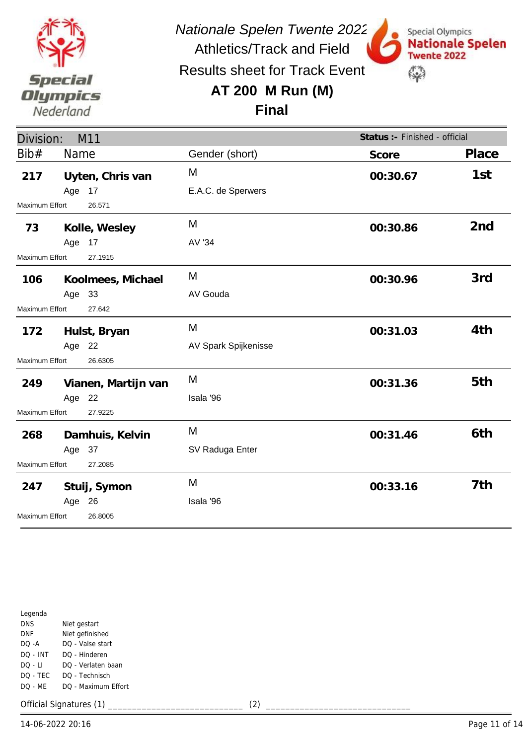*Nationale Spelen Twente 2022*

Athletics/Track and Field

Results sheet for Track Event

## AT 200 M Run (M)

## Final

Division: M11 — **Status :-** Finished - official

| Bib# | Name | Gender (short) | Score | Place |
|---|---|---|---|---|
| 217 | **Uyten, Chris van** | M | 00:30.67 | 1st |
| | Age 17 | E.A.C. de Sperwers | | |
| Maximum Effort | 26.571 | | | |
| 73 | **Kolle, Wesley** | M | 00:30.86 | 2nd |
| | Age 17 | AV '34 | | |
| Maximum Effort | 27.1915 | | | |
| 106 | **Koolmees, Michael** | M | 00:30.96 | 3rd |
| | Age 33 | AV Gouda | | |
| Maximum Effort | 27.642 | | | |
| 172 | **Hulst, Bryan** | M | 00:31.03 | 4th |
| | Age 22 | AV Spark Spijkenisse | | |
| Maximum Effort | 26.6305 | | | |
| 249 | **Vianen, Martijn van** | M | 00:31.36 | 5th |
| | Age 22 | Isala '96 | | |
| Maximum Effort | 27.9225 | | | |
| 268 | **Damhuis, Kelvin** | M | 00:31.46 | 6th |
| | Age 37 | SV Raduga Enter | | |
| Maximum Effort | 27.2085 | | | |
| 247 | **Stuij, Symon** | M | 00:33.16 | 7th |
| | Age 26 | Isala '96 | | |
| Maximum Effort | 26.8005 | | | |

Legenda

| | |
|---|---|
| DNS | Niet gestart |
| DNF | Niet gefinished |
| DQ -A | DQ - Valse start |
| DQ - INT | DQ - Hinderen |
| DQ - LI | DQ - Verlaten baan |
| DQ - TEC | DQ - Technisch |
| DQ - ME | DQ - Maximum Effort |

Official Signatures (1) ___________________________ (2) ____________________________

14-06-2022 20:16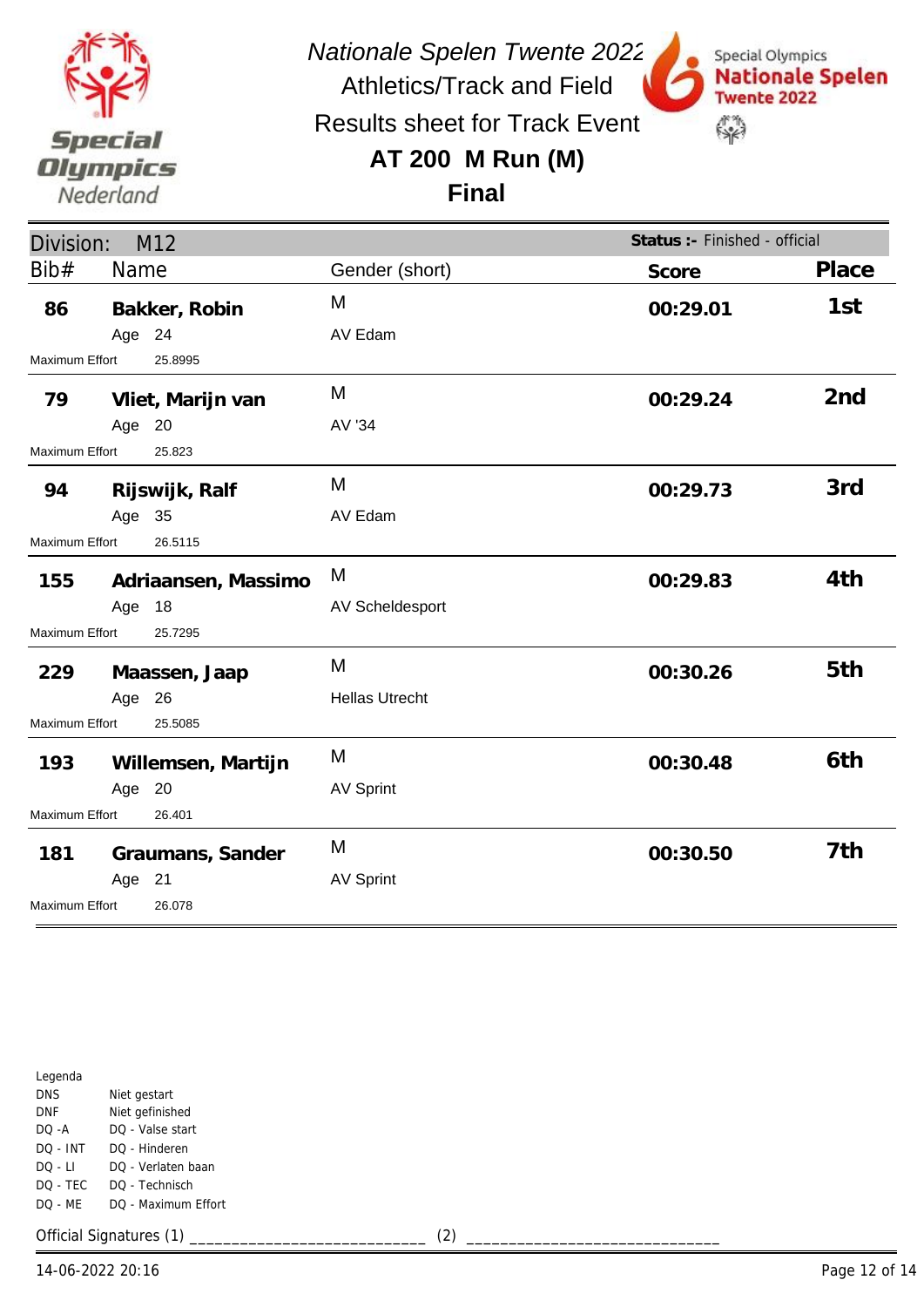*Nationale Spelen Twente 2022*

Athletics/Track and Field

Results sheet for Track Event

## AT 200 M Run (M)

## Final

Division: M12 — **Status :-** Finished - official

| Bib# | Name | Gender (short) | Score | Place |
|---|---|---|---|---|
| **86** | **Bakker, Robin** Age 24 Maximum Effort 25.8995 | M AV Edam | **00:29.01** | **1st** |
| **79** | **Vliet, Marijn van** Age 20 Maximum Effort 25.823 | M AV '34 | **00:29.24** | **2nd** |
| **94** | **Rijswijk, Ralf** Age 35 Maximum Effort 26.5115 | M AV Edam | **00:29.73** | **3rd** |
| **155** | **Adriaansen, Massimo** Age 18 Maximum Effort 25.7295 | M AV Scheldesport | **00:29.83** | **4th** |
| **229** | **Maassen, Jaap** Age 26 Maximum Effort 25.5085 | M Hellas Utrecht | **00:30.26** | **5th** |
| **193** | **Willemsen, Martijn** Age 20 Maximum Effort 26.401 | M AV Sprint | **00:30.48** | **6th** |
| **181** | **Graumans, Sander** Age 21 Maximum Effort 26.078 | M AV Sprint | **00:30.50** | **7th** |

Legenda

| | |
|---|---|
| DNS | Niet gestart |
| DNF | Niet gefinished |
| DQ -A | DQ - Valse start |
| DQ - INT | DQ - Hinderen |
| DQ - LI | DQ - Verlaten baan |
| DQ - TEC | DQ - Technisch |
| DQ - ME | DQ - Maximum Effort |

Official Signatures (1) ___________________________ (2) ___________________________

14-06-2022 20:16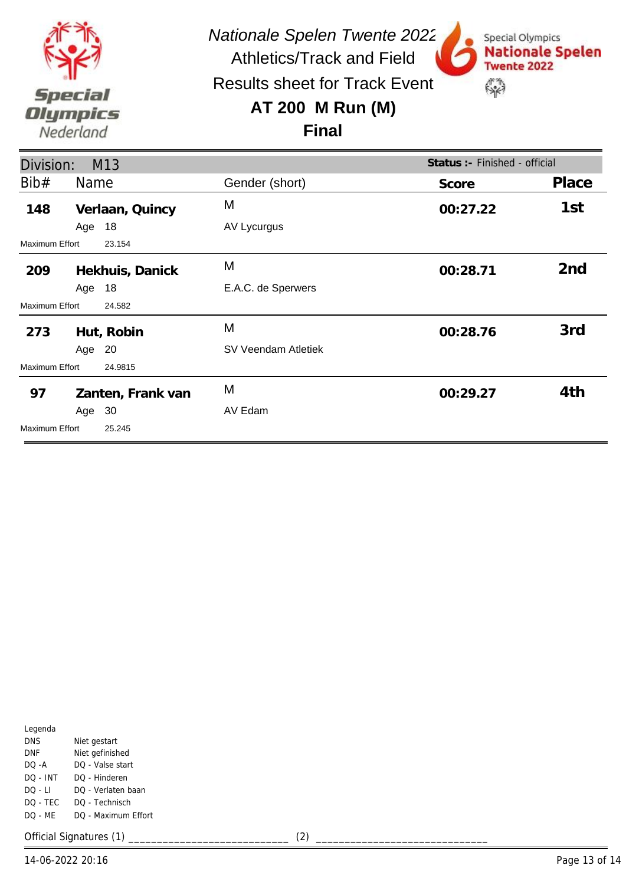*Nationale Spelen Twente 2022*

Athletics/Track and Field

Results sheet for Track Event

## AT 200 M Run (M)

## Final

Division: M13

**Status :-** Finished - official

| Bib# | Name | Gender (short) | Score | Place |
|---|---|---|---|---|
| **148** | **Verlaan, Quincy** Age 18 | M AV Lycurgus | **00:27.22** | **1st** |
| Maximum Effort 23.154 | | | | |
| **209** | **Hekhuis, Danick** Age 18 | M E.A.C. de Sperwers | **00:28.71** | **2nd** |
| Maximum Effort 24.582 | | | | |
| **273** | **Hut, Robin** Age 20 | M SV Veendam Atletiek | **00:28.76** | **3rd** |
| Maximum Effort 24.9815 | | | | |
| **97** | **Zanten, Frank van** Age 30 | M AV Edam | **00:29.27** | **4th** |
| Maximum Effort 25.245 | | | | |

Legenda

| | |
|---|---|
| DNS | Niet gestart |
| DNF | Niet gefinished |
| DQ -A | DQ - Valse start |
| DQ - INT | DQ - Hinderen |
| DQ - LI | DQ - Verlaten baan |
| DQ - TEC | DQ - Technisch |
| DQ - ME | DQ - Maximum Effort |

Official Signatures (1) ___________________________ (2) ____________________________

14-06-2022 20:16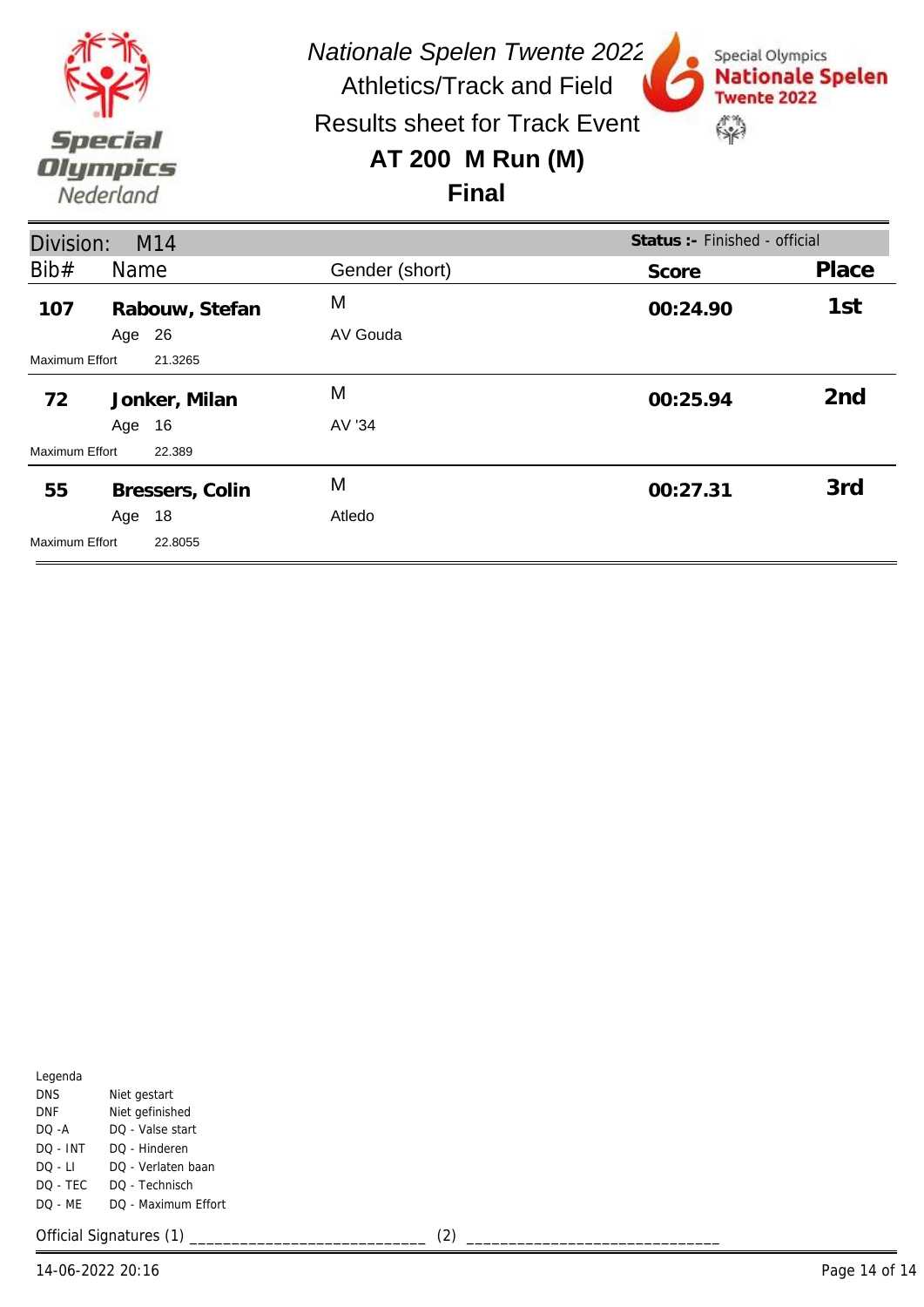*Nationale Spelen Twente 2022*

Athletics/Track and Field

Results sheet for Track Event

# AT 200 M Run (M)

## Final

Division: M14 — **Status :-** Finished - official

| Bib# | Name | Gender (short) | Score | Place |
|---|---|---|---|---|
| **107** | **Rabouw, Stefan** Age 26 | M AV Gouda | **00:24.90** | **1st** |
| | Maximum Effort 21.3265 | | | |
| **72** | **Jonker, Milan** Age 16 | M AV '34 | **00:25.94** | **2nd** |
| | Maximum Effort 22.389 | | | |
| **55** | **Bressers, Colin** Age 18 | M Atledo | **00:27.31** | **3rd** |
| | Maximum Effort 22.8055 | | | |

Legenda

| | |
|---|---|
| DNS | Niet gestart |
| DNF | Niet gefinished |
| DQ -A | DQ - Valse start |
| DQ - INT | DQ - Hinderen |
| DQ - LI | DQ - Verlaten baan |
| DQ - TEC | DQ - Technisch |
| DQ - ME | DQ - Maximum Effort |

Official Signatures (1) ___________________________ (2) ____________________________

14-06-2022 20:16